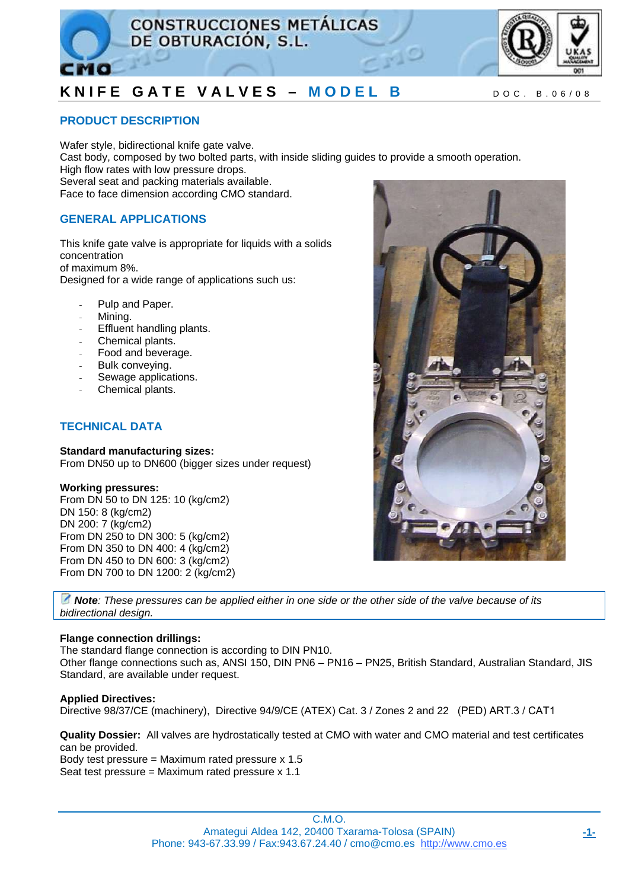# KNIFE GATE VALVES – MODEL B

DOC. B.06/08

## PRODUCT DESCRIPTION

Wafer style, bidirectional knife gate valve.
Cast body, composed by two bolted parts, with inside sliding guides to provide a smooth operation.
High flow rates with low pressure drops.
Several seat and packing materials available.
Face to face dimension according CMO standard.

## GENERAL APPLICATIONS

This knife gate valve is appropriate for liquids with a solids concentration
of maximum 8%.
Designed for a wide range of applications such us:

- Pulp and Paper.
- Mining.
- Effluent handling plants.
- Chemical plants.
- Food and beverage.
- Bulk conveying.
- Sewage applications.
- Chemical plants.

## TECHNICAL DATA

**Standard manufacturing sizes:**
From DN50 up to DN600 (bigger sizes under request)

**Working pressures:**
From DN 50 to DN 125: 10 (kg/cm2)
DN 150: 8 (kg/cm2)
DN 200: 7 (kg/cm2)
From DN 250 to DN 300: 5 (kg/cm2)
From DN 350 to DN 400: 4 (kg/cm2)
From DN 450 to DN 600: 3 (kg/cm2)
From DN 700 to DN 1200: 2 (kg/cm2)

***Note**: These pressures can be applied either in one side or the other side of the valve because of its bidirectional design.*

**Flange connection drillings:**
The standard flange connection is according to DIN PN10.
Other flange connections such as, ANSI 150, DIN PN6 – PN16 – PN25, British Standard, Australian Standard, JIS Standard, are available under request.

**Applied Directives:**
Directive 98/37/CE (machinery), Directive 94/9/CE (ATEX) Cat. 3 / Zones 2 and 22 (PED) ART.3 / CAT1

**Quality Dossier:** All valves are hydrostatically tested at CMO with water and CMO material and test certificates can be provided.
Body test pressure = Maximum rated pressure x 1.5
Seat test pressure = Maximum rated pressure x 1.1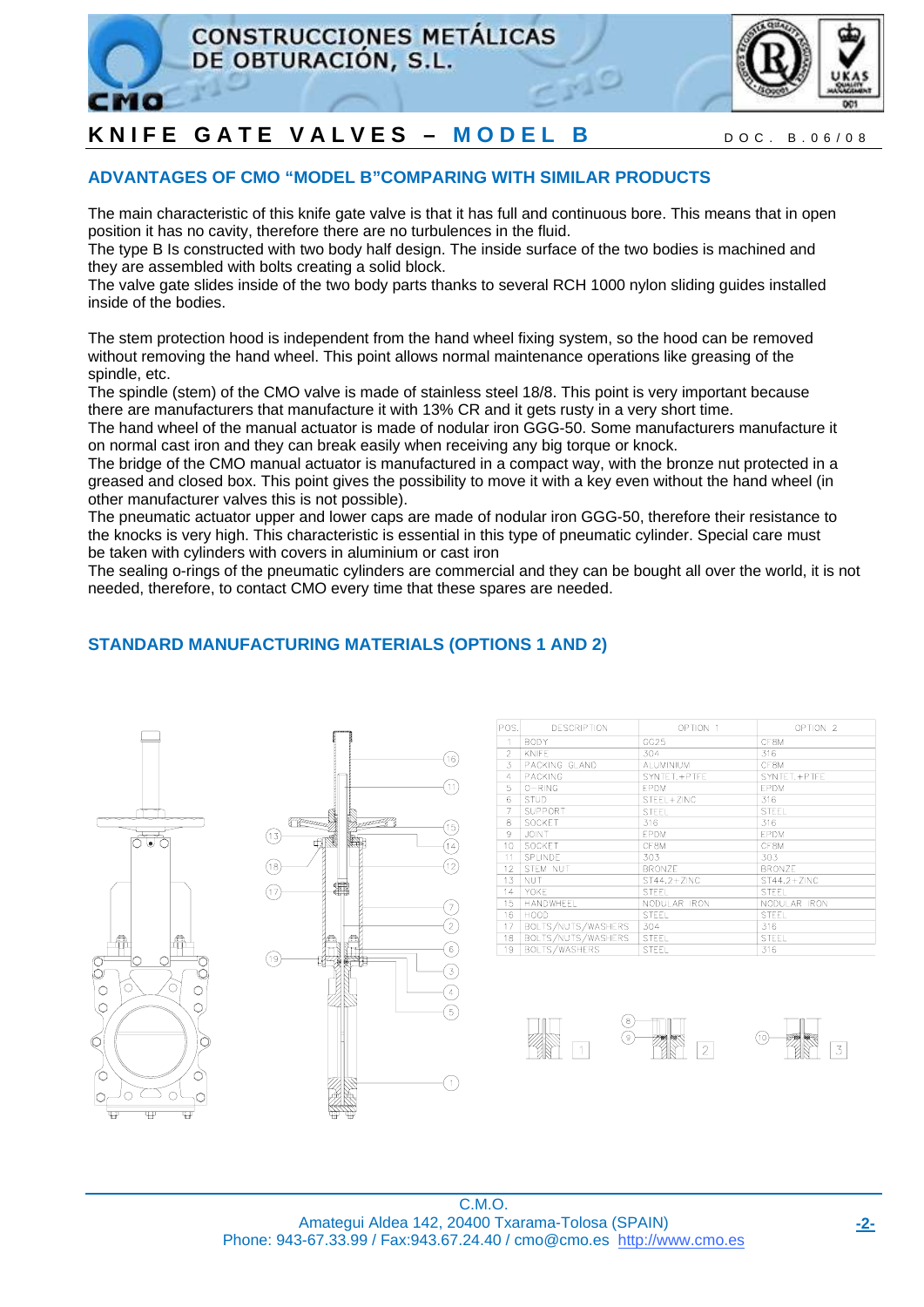## ADVANTAGES OF CMO "MODEL B"COMPARING WITH SIMILAR PRODUCTS

The main characteristic of this knife gate valve is that it has full and continuous bore. This means that in open position it has no cavity, therefore there are no turbulences in the fluid.
The type B Is constructed with two body half design. The inside surface of the two bodies is machined and they are assembled with bolts creating a solid block.
The valve gate slides inside of the two body parts thanks to several RCH 1000 nylon sliding guides installed inside of the bodies.

The stem protection hood is independent from the hand wheel fixing system, so the hood can be removed without removing the hand wheel. This point allows normal maintenance operations like greasing of the spindle, etc.
The spindle (stem) of the CMO valve is made of stainless steel 18/8. This point is very important because there are manufacturers that manufacture it with 13% CR and it gets rusty in a very short time.
The hand wheel of the manual actuator is made of nodular iron GGG-50. Some manufacturers manufacture it on normal cast iron and they can break easily when receiving any big torque or knock.
The bridge of the CMO manual actuator is manufactured in a compact way, with the bronze nut protected in a greased and closed box. This point gives the possibility to move it with a key even without the hand wheel (in other manufacturer valves this is not possible).
The pneumatic actuator upper and lower caps are made of nodular iron GGG-50, therefore their resistance to the knocks is very high. This characteristic is essential in this type of pneumatic cylinder. Special care must be taken with cylinders with covers in aluminium or cast iron
The sealing o-rings of the pneumatic cylinders are commercial and they can be bought all over the world, it is not needed, therefore, to contact CMO every time that these spares are needed.

## STANDARD MANUFACTURING MATERIALS (OPTIONS 1 AND 2)

| POS. | DESCRIPTION | OPTION 1 | OPTION 2 |
|---|---|---|---|
| 1 | BODY | GG25 | CF8M |
| 2 | KNIFE | 304 | 316 |
| 3 | PACKING GLAND | ALUMINIUM | CF8M |
| 4 | PACKING | SYNTET.+PTFE | SYNTET.+PTFE |
| 5 | O-RING | EPDM | EPDM |
| 6 | STUD | STEEL+ZINC | 316 |
| 7 | SUPPORT | STEEL | STEEL |
| 8 | SOCKET | 316 | 316 |
| 9 | JOINT | EPDM | EPDM |
| 10 | SOCKET | CF8M | CF8M |
| 11 | SPLINDE | 303 | 303 |
| 12 | STEM NUT | BRONZE | BRONZE |
| 13 | NUT | ST44.2+ZINC | ST44.2+ZINC |
| 14 | YOKE | STEEL | STEEL |
| 15 | HANDWHEEL | NODULAR IRON | NODULAR IRON |
| 16 | HOOD | STEEL | STEEL |
| 17 | BOLTS/NUTS/WASHERS | 304 | 316 |
| 18 | BOLTS/NUTS/WASHERS | STEEL | STEEL |
| 19 | BOLTS/WASHERS | STEEL | 316 |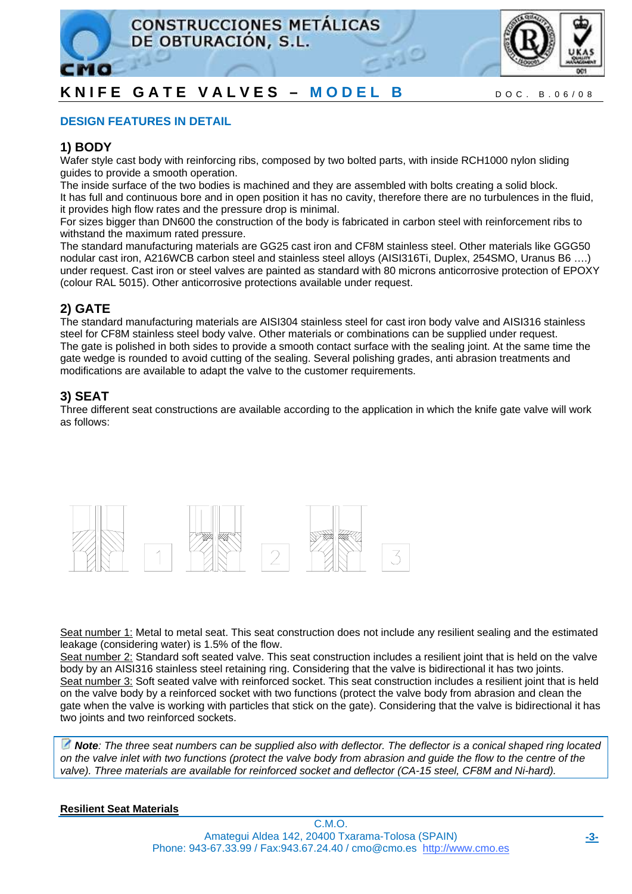## DESIGN FEATURES IN DETAIL

### 1) BODY

Wafer style cast body with reinforcing ribs, composed by two bolted parts, with inside RCH1000 nylon sliding guides to provide a smooth operation.
The inside surface of the two bodies is machined and they are assembled with bolts creating a solid block.
It has full and continuous bore and in open position it has no cavity, therefore there are no turbulences in the fluid, it provides high flow rates and the pressure drop is minimal.
For sizes bigger than DN600 the construction of the body is fabricated in carbon steel with reinforcement ribs to withstand the maximum rated pressure.
The standard manufacturing materials are GG25 cast iron and CF8M stainless steel. Other materials like GGG50 nodular cast iron, A216WCB carbon steel and stainless steel alloys (AISI316Ti, Duplex, 254SMO, Uranus B6 ….) under request. Cast iron or steel valves are painted as standard with 80 microns anticorrosive protection of EPOXY (colour RAL 5015). Other anticorrosive protections available under request.

### 2) GATE

The standard manufacturing materials are AISI304 stainless steel for cast iron body valve and AISI316 stainless steel for CF8M stainless steel body valve. Other materials or combinations can be supplied under request.
The gate is polished in both sides to provide a smooth contact surface with the sealing joint. At the same time the gate wedge is rounded to avoid cutting of the sealing. Several polishing grades, anti abrasion treatments and modifications are available to adapt the valve to the customer requirements.

### 3) SEAT

Three different seat constructions are available according to the application in which the knife gate valve will work as follows:

1 2 3

Seat number 1: Metal to metal seat. This seat construction does not include any resilient sealing and the estimated leakage (considering water) is 1.5% of the flow.
Seat number 2: Standard soft seated valve. This seat construction includes a resilient joint that is held on the valve body by an AISI316 stainless steel retaining ring. Considering that the valve is bidirectional it has two joints.
Seat number 3: Soft seated valve with reinforced socket. This seat construction includes a resilient joint that is held on the valve body by a reinforced socket with two functions (protect the valve body from abrasion and clean the gate when the valve is working with particles that stick on the gate). Considering that the valve is bidirectional it has two joints and two reinforced sockets.

> ***Note****: The three seat numbers can be supplied also with deflector. The deflector is a conical shaped ring located on the valve inlet with two functions (protect the valve body from abrasion and guide the flow to the centre of the valve). Three materials are available for reinforced socket and deflector (CA-15 steel, CF8M and Ni-hard).*

**Resilient Seat Materials**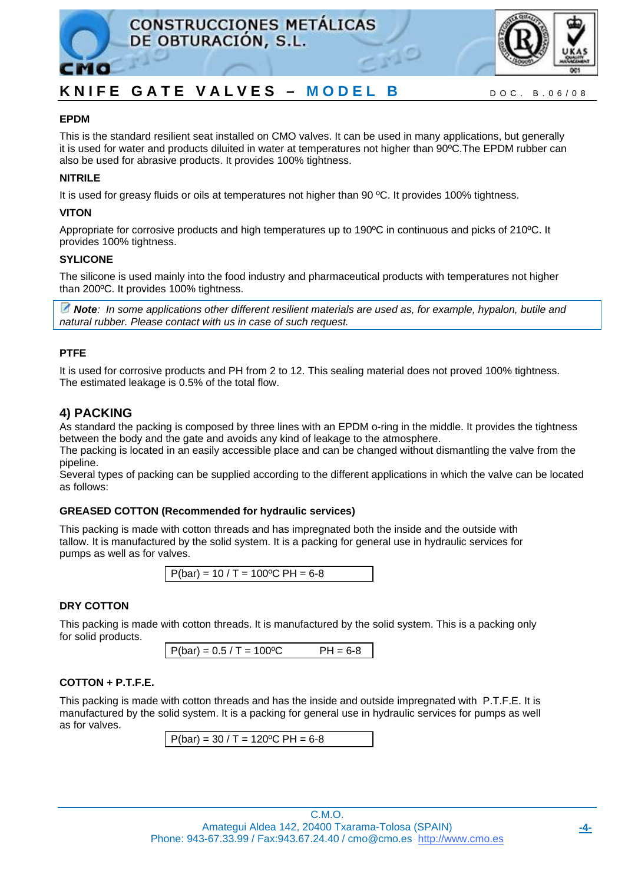### EPDM

This is the standard resilient seat installed on CMO valves. It can be used in many applications, but generally it is used for water and products diluited in water at temperatures not higher than 90ºC.The EPDM rubber can also be used for abrasive products. It provides 100% tightness.

### NITRILE

It is used for greasy fluids or oils at temperatures not higher than 90 ºC. It provides 100% tightness.

### VITON

Appropriate for corrosive products and high temperatures up to 190ºC in continuous and picks of 210ºC. It provides 100% tightness.

### SYLICONE

The silicone is used mainly into the food industry and pharmaceutical products with temperatures not higher than 200ºC. It provides 100% tightness.

> ***Note**: In some applications other different resilient materials are used as, for example, hypalon, butile and natural rubber. Please contact with us in case of such request.*

### PTFE

It is used for corrosive products and PH from 2 to 12. This sealing material does not proved 100% tightness. The estimated leakage is 0.5% of the total flow.

## 4) PACKING

As standard the packing is composed by three lines with an EPDM o-ring in the middle. It provides the tightness between the body and the gate and avoids any kind of leakage to the atmosphere.
The packing is located in an easily accessible place and can be changed without dismantling the valve from the pipeline.
Several types of packing can be supplied according to the different applications in which the valve can be located as follows:

### GREASED COTTON (Recommended for hydraulic services)

This packing is made with cotton threads and has impregnated both the inside and the outside with tallow. It is manufactured by the solid system. It is a packing for general use in hydraulic services for pumps as well as for valves.

| P(bar) = 10 / T = 100ºC PH = 6-8 |
|---|

### DRY COTTON

This packing is made with cotton threads. It is manufactured by the solid system. This is a packing only for solid products.

| P(bar) = 0.5 / T = 100ºC PH = 6-8 |
|---|

### COTTON + P.T.F.E.

This packing is made with cotton threads and has the inside and outside impregnated with P.T.F.E. It is manufactured by the solid system. It is a packing for general use in hydraulic services for pumps as well as for valves.

| P(bar) = 30 / T = 120ºC PH = 6-8 |
|---|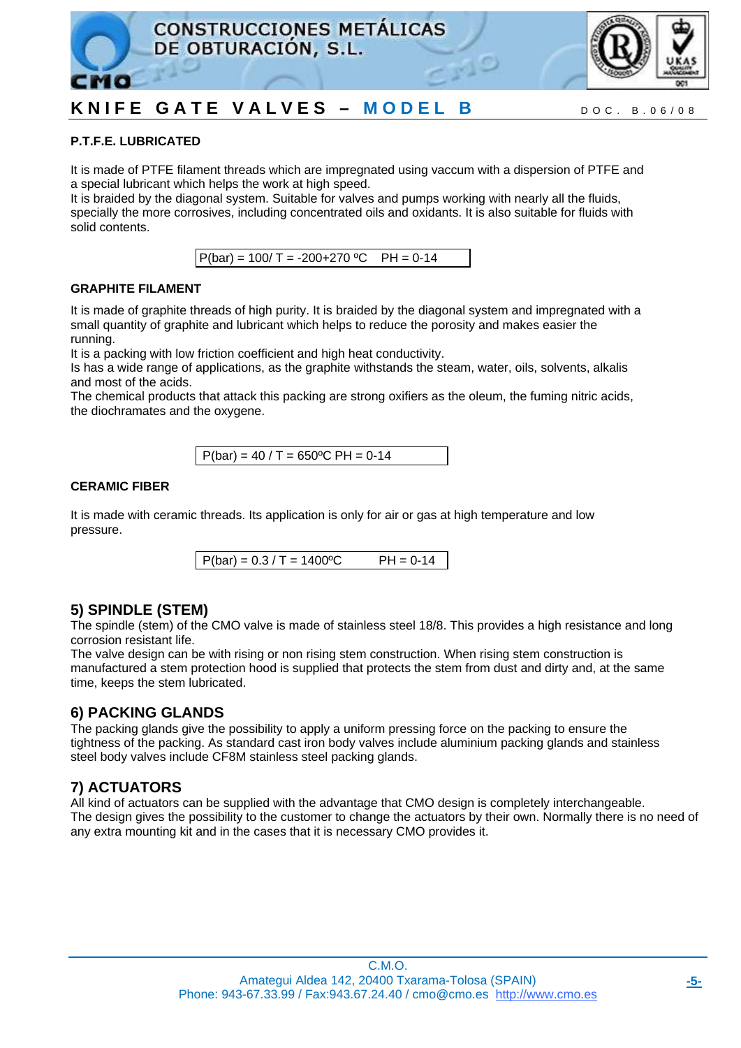### P.T.F.E. LUBRICATED

It is made of PTFE filament threads which are impregnated using vaccum with a dispersion of PTFE and a special lubricant which helps the work at high speed.
It is braided by the diagonal system. Suitable for valves and pumps working with nearly all the fluids, specially the more corrosives, including concentrated oils and oxidants. It is also suitable for fluids with solid contents.

| P(bar) = 100/ T = -200+270 ºC PH = 0-14 |
|---|

### GRAPHITE FILAMENT

It is made of graphite threads of high purity. It is braided by the diagonal system and impregnated with a small quantity of graphite and lubricant which helps to reduce the porosity and makes easier the running.
It is a packing with low friction coefficient and high heat conductivity.
Is has a wide range of applications, as the graphite withstands the steam, water, oils, solvents, alkalis and most of the acids.
The chemical products that attack this packing are strong oxifiers as the oleum, the fuming nitric acids, the diochramates and the oxygene.

| P(bar) = 40 / T = 650ºC PH = 0-14 |
|---|

### CERAMIC FIBER

It is made with ceramic threads. Its application is only for air or gas at high temperature and low pressure.

| P(bar) = 0.3 / T = 1400ºC PH = 0-14 |
|---|

## 5) SPINDLE (STEM)

The spindle (stem) of the CMO valve is made of stainless steel 18/8. This provides a high resistance and long corrosion resistant life.
The valve design can be with rising or non rising stem construction. When rising stem construction is manufactured a stem protection hood is supplied that protects the stem from dust and dirty and, at the same time, keeps the stem lubricated.

## 6) PACKING GLANDS

The packing glands give the possibility to apply a uniform pressing force on the packing to ensure the tightness of the packing. As standard cast iron body valves include aluminium packing glands and stainless steel body valves include CF8M stainless steel packing glands.

## 7) ACTUATORS

All kind of actuators can be supplied with the advantage that CMO design is completely interchangeable.
The design gives the possibility to the customer to change the actuators by their own. Normally there is no need of any extra mounting kit and in the cases that it is necessary CMO provides it.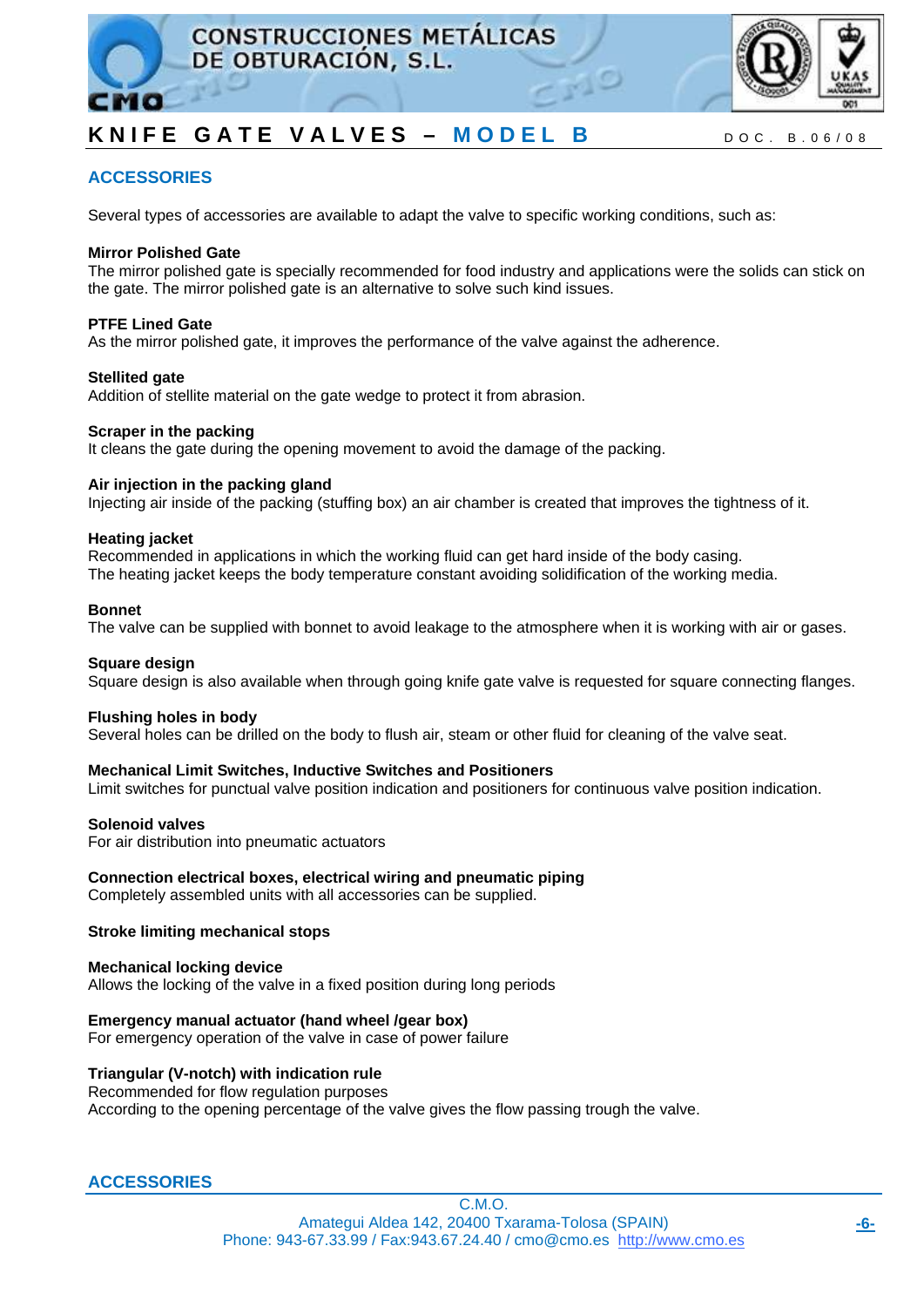## ACCESSORIES

Several types of accessories are available to adapt the valve to specific working conditions, such as:

**Mirror Polished Gate**
The mirror polished gate is specially recommended for food industry and applications were the solids can stick on the gate. The mirror polished gate is an alternative to solve such kind issues.

**PTFE Lined Gate**
As the mirror polished gate, it improves the performance of the valve against the adherence.

**Stellited gate**
Addition of stellite material on the gate wedge to protect it from abrasion.

**Scraper in the packing**
It cleans the gate during the opening movement to avoid the damage of the packing.

**Air injection in the packing gland**
Injecting air inside of the packing (stuffing box) an air chamber is created that improves the tightness of it.

**Heating jacket**
Recommended in applications in which the working fluid can get hard inside of the body casing.
The heating jacket keeps the body temperature constant avoiding solidification of the working media.

**Bonnet**
The valve can be supplied with bonnet to avoid leakage to the atmosphere when it is working with air or gases.

**Square design**
Square design is also available when through going knife gate valve is requested for square connecting flanges.

**Flushing holes in body**
Several holes can be drilled on the body to flush air, steam or other fluid for cleaning of the valve seat.

**Mechanical Limit Switches, Inductive Switches and Positioners**
Limit switches for punctual valve position indication and positioners for continuous valve position indication.

**Solenoid valves**
For air distribution into pneumatic actuators

**Connection electrical boxes, electrical wiring and pneumatic piping**
Completely assembled units with all accessories can be supplied.

**Stroke limiting mechanical stops**

**Mechanical locking device**
Allows the locking of the valve in a fixed position during long periods

**Emergency manual actuator (hand wheel /gear box)**
For emergency operation of the valve in case of power failure

**Triangular (V-notch) with indication rule**
Recommended for flow regulation purposes
According to the opening percentage of the valve gives the flow passing trough the valve.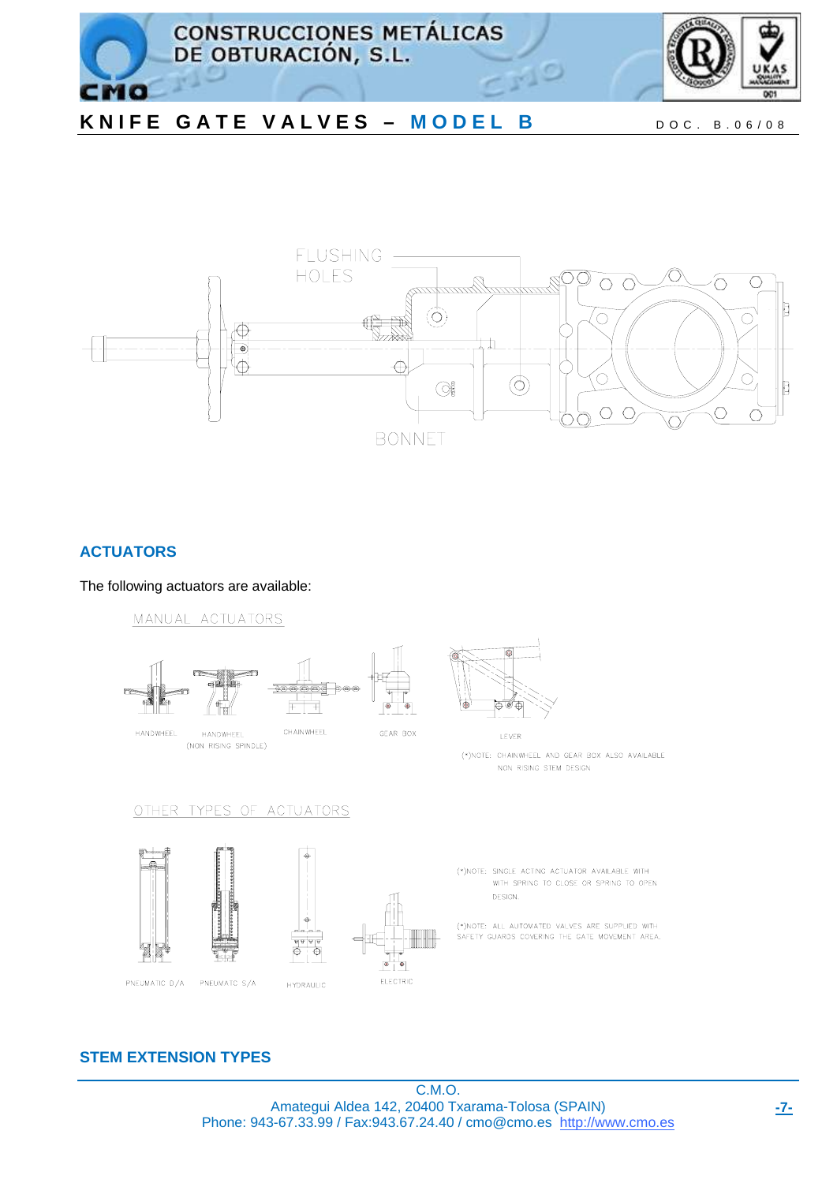FLUSHING HOLES

BONNET

## ACTUATORS

The following actuators are available:

MANUAL ACTUATORS

HANDWHEEL

HANDWHEEL (NON RISING SPINDLE)

CHAINWHEEL

GEAR BOX

LEVER

(*)NOTE: CHAINWHEEL AND GEAR BOX ALSO AVAILABLE NON RISING STEM DESIGN

OTHER TYPES OF ACTUATORS

PNEUMATIC D/A

PNEUMATIC S/A

HYDRAULIC

ELECTRIC

(*)NOTE: SINGLE ACTING ACTUATOR AVAILABLE WITH WITH SPRING TO CLOSE OR SPRING TO OPEN DESIGN.

(*)NOTE: ALL AUTOMATED VALVES ARE SUPPLIED WITH SAFETY GUARDS COVERING THE GATE MOVEMENT AREA.

## STEM EXTENSION TYPES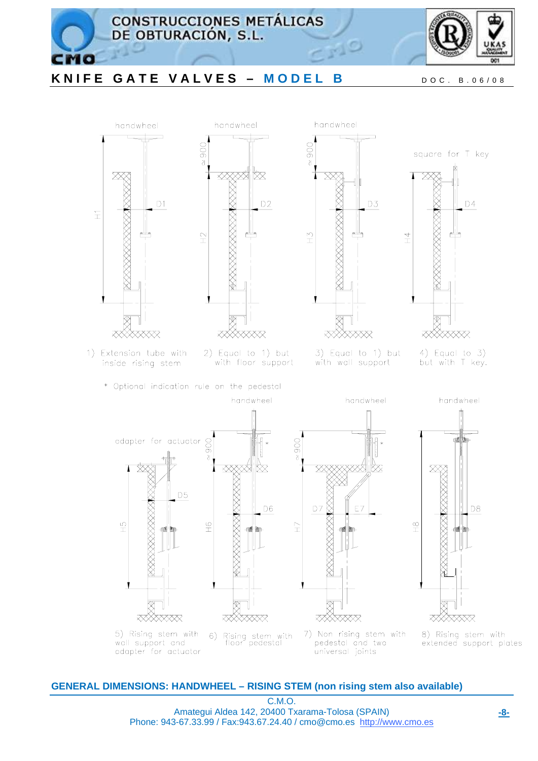# KNIFE GATE VALVES – MODEL B

1) Extension tube with inside rising stem

2) Equal to 1) but with floor support

3) Equal to 1) but with wall support

4) Equal to 3) but with T key.

* Optional indication rule on the pedestal

5) Rising stem with wall support and adapter for actuator

6) Rising stem with floor pedestal

7) Non rising stem with pedestal and two universal joints

8) Rising stem with extended support plates

## GENERAL DIMENSIONS: HANDWHEEL – RISING STEM (non rising stem also available)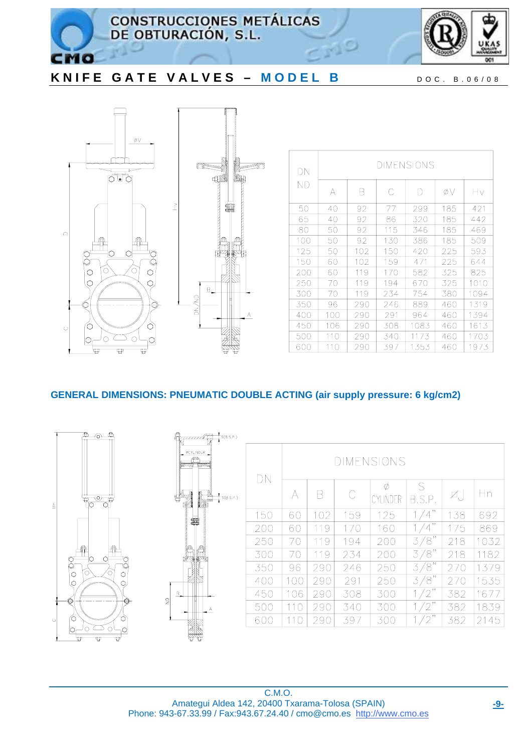## KNIFE GATE VALVES – MODEL B

DOC. B.06/08

| DN ND | DIMENSIONS | | | | | |
|---|---|---|---|---|---|---|
| | A | B | C | D | ØV | Hv |
| 50 | 40 | 92 | 77 | 299 | 185 | 421 |
| 65 | 40 | 92 | 86 | 320 | 185 | 442 |
| 80 | 50 | 92 | 115 | 346 | 185 | 469 |
| 100 | 50 | 92 | 130 | 386 | 185 | 509 |
| 125 | 50 | 102 | 150 | 420 | 225 | 593 |
| 150 | 60 | 102 | 159 | 471 | 225 | 644 |
| 200 | 60 | 119 | 170 | 582 | 325 | 825 |
| 250 | 70 | 119 | 194 | 670 | 325 | 1010 |
| 300 | 70 | 119 | 234 | 754 | 380 | 1094 |
| 350 | 96 | 290 | 246 | 889 | 460 | 1319 |
| 400 | 100 | 290 | 291 | 964 | 460 | 1394 |
| 450 | 106 | 290 | 308 | 1083 | 460 | 1613 |
| 500 | 110 | 290 | 340 | 1173 | 460 | 1703 |
| 600 | 110 | 290 | 397 | 1353 | 460 | 1973 |

### GENERAL DIMENSIONS: PNEUMATIC DOUBLE ACTING (air supply pressure: 6 kg/cm2)

| DN | DIMENSIONS | | | | | | |
|---|---|---|---|---|---|---|---|
| | A | B | C | Ø CYLINDER | S B.S.P. | ØJ | Hn |
| 150 | 60 | 102 | 159 | 125 | 1/4" | 138 | 692 |
| 200 | 60 | 119 | 170 | 160 | 1/4" | 175 | 869 |
| 250 | 70 | 119 | 194 | 200 | 3/8" | 218 | 1032 |
| 300 | 70 | 119 | 234 | 200 | 3/8" | 218 | 1182 |
| 350 | 96 | 290 | 246 | 250 | 3/8" | 270 | 1379 |
| 400 | 100 | 290 | 291 | 250 | 3/8" | 270 | 1535 |
| 450 | 106 | 290 | 308 | 300 | 1/2" | 382 | 1677 |
| 500 | 110 | 290 | 340 | 300 | 1/2" | 382 | 1839 |
| 600 | 110 | 290 | 397 | 300 | 1/2" | 382 | 2145 |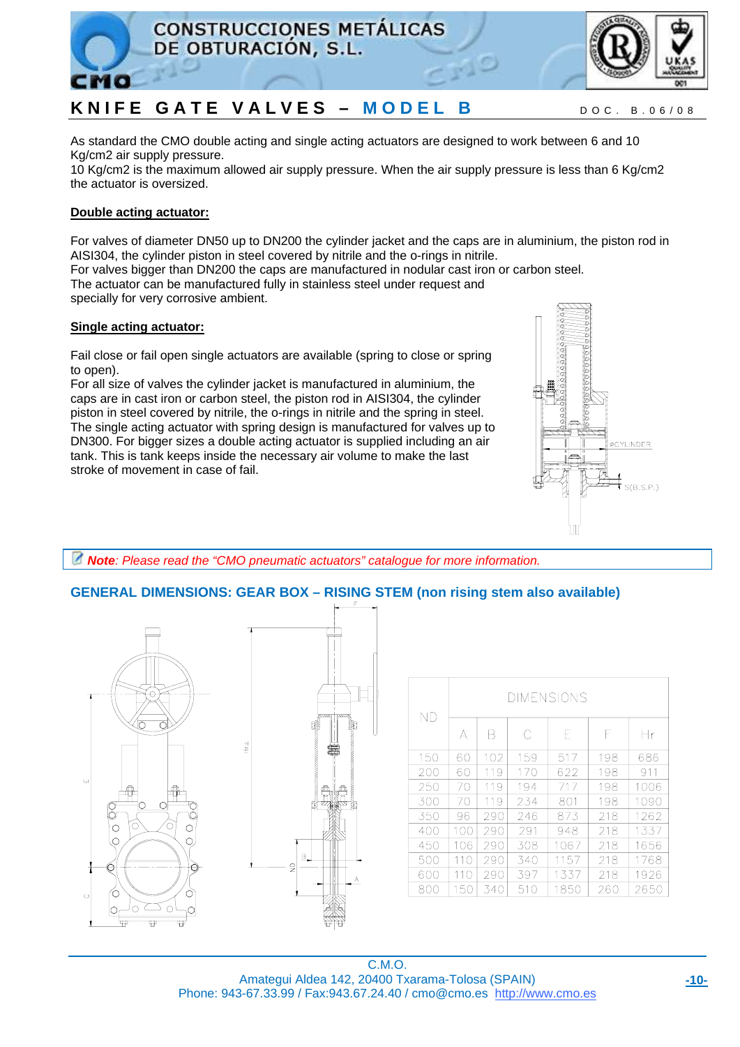# KNIFE GATE VALVES – MODEL B

As standard the CMO double acting and single acting actuators are designed to work between 6 and 10 Kg/cm2 air supply pressure.
10 Kg/cm2 is the maximum allowed air supply pressure. When the air supply pressure is less than 6 Kg/cm2 the actuator is oversized.

**Double acting actuator:**

For valves of diameter DN50 up to DN200 the cylinder jacket and the caps are in aluminium, the piston rod in AISI304, the cylinder piston in steel covered by nitrile and the o-rings in nitrile.
For valves bigger than DN200 the caps are manufactured in nodular cast iron or carbon steel.
The actuator can be manufactured fully in stainless steel under request and specially for very corrosive ambient.

**Single acting actuator:**

Fail close or fail open single actuators are available (spring to close or spring to open).
For all size of valves the cylinder jacket is manufactured in aluminium, the caps are in cast iron or carbon steel, the piston rod in AISI304, the cylinder piston in steel covered by nitrile, the o-rings in nitrile and the spring in steel.
The single acting actuator with spring design is manufactured for valves up to DN300. For bigger sizes a double acting actuator is supplied including an air tank. This is tank keeps inside the necessary air volume to make the last stroke of movement in case of fail.

ØCYLINDER

S(B.S.P.)

***Note**: Please read the "CMO pneumatic actuators" catalogue for more information.*

## GENERAL DIMENSIONS: GEAR BOX – RISING STEM (non rising stem also available)

| ND | DIMENSIONS | | | | | |
|---|---|---|---|---|---|---|
| | A | B | C | E | F | Hr |
| 150 | 60 | 102 | 159 | 517 | 198 | 686 |
| 200 | 60 | 119 | 170 | 622 | 198 | 911 |
| 250 | 70 | 119 | 194 | 717 | 198 | 1006 |
| 300 | 70 | 119 | 234 | 801 | 198 | 1090 |
| 350 | 96 | 290 | 246 | 873 | 218 | 1262 |
| 400 | 100 | 290 | 291 | 948 | 218 | 1337 |
| 450 | 106 | 290 | 308 | 1067 | 218 | 1656 |
| 500 | 110 | 290 | 340 | 1157 | 218 | 1768 |
| 600 | 110 | 290 | 397 | 1337 | 218 | 1926 |
| 800 | 150 | 340 | 510 | 1850 | 260 | 2650 |

C.M.O.
Amategui Aldea 142, 20400 Txarama-Tolosa (SPAIN)
Phone: 943-67.33.99 / Fax:943.67.24.40 / cmo@cmo.es http://www.cmo.es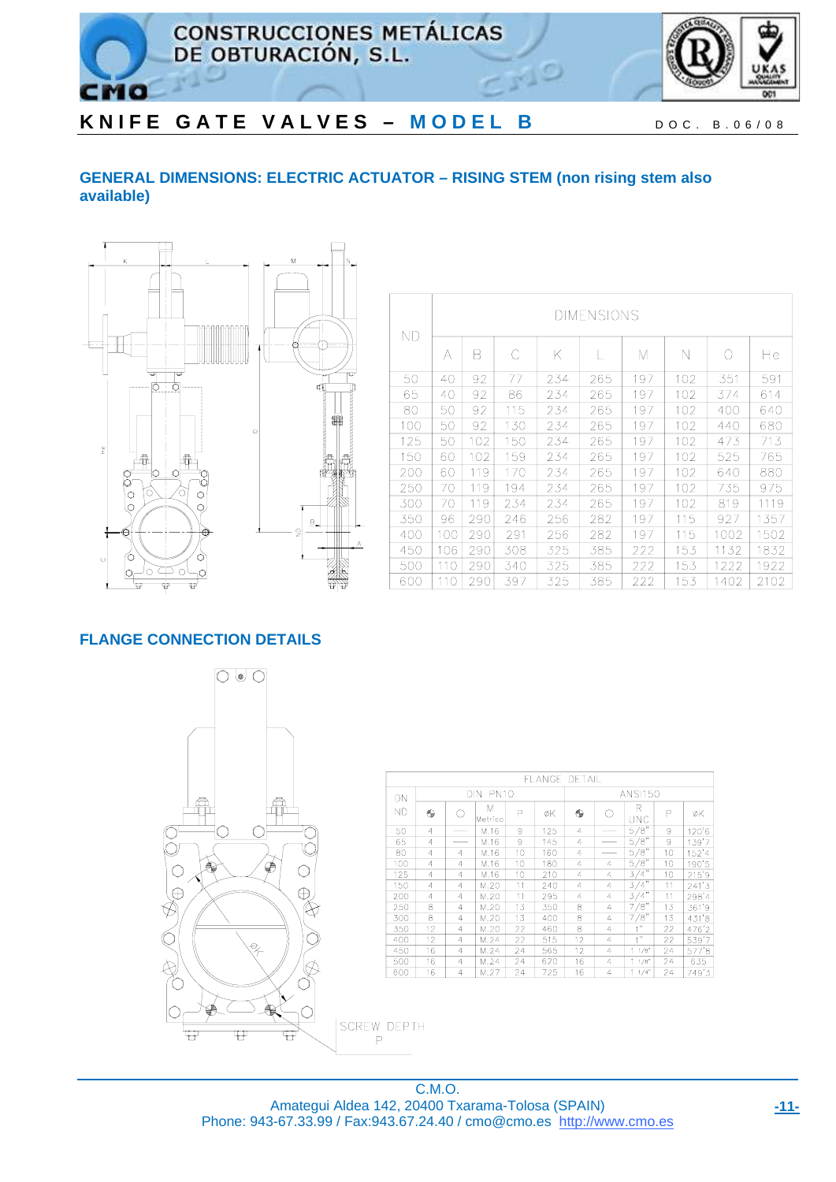## KNIFE GATE VALVES – MODEL B

DOC. B.06/08

### GENERAL DIMENSIONS: ELECTRIC ACTUATOR – RISING STEM (non rising stem also available)

| ND | DIMENSIONS | | | | | | | | |
|---|---|---|---|---|---|---|---|---|---|
| | A | B | C | K | L | M | N | O | He |
| 50 | 40 | 92 | 77 | 234 | 265 | 197 | 102 | 351 | 591 |
| 65 | 40 | 92 | 86 | 234 | 265 | 197 | 102 | 374 | 614 |
| 80 | 50 | 92 | 115 | 234 | 265 | 197 | 102 | 400 | 640 |
| 100 | 50 | 92 | 130 | 234 | 265 | 197 | 102 | 440 | 680 |
| 125 | 50 | 102 | 150 | 234 | 265 | 197 | 102 | 473 | 713 |
| 150 | 60 | 102 | 159 | 234 | 265 | 197 | 102 | 525 | 765 |
| 200 | 60 | 119 | 170 | 234 | 265 | 197 | 102 | 640 | 880 |
| 250 | 70 | 119 | 194 | 234 | 265 | 197 | 102 | 735 | 975 |
| 300 | 70 | 119 | 234 | 234 | 265 | 197 | 102 | 819 | 1119 |
| 350 | 96 | 290 | 246 | 256 | 282 | 197 | 115 | 927 | 1357 |
| 400 | 100 | 290 | 291 | 256 | 282 | 197 | 115 | 1002 | 1502 |
| 450 | 106 | 290 | 308 | 325 | 385 | 222 | 153 | 1132 | 1832 |
| 500 | 110 | 290 | 340 | 325 | 385 | 222 | 153 | 1222 | 1922 |
| 600 | 110 | 290 | 397 | 325 | 385 | 222 | 153 | 1402 | 2102 |

### FLANGE CONNECTION DETAILS

| DN ND | FLANGE DETAIL | | | | | | | | | |
|---|---|---|---|---|---|---|---|---|---|---|
| | DIN PN10 | | | | | ANSI150 | | | | |
| | ⊕ | ○ | M Metrico | P | øK | ⊕ | ○ | R UNC | P | øK |
| 50 | 4 | —— | M.16 | 9 | 125 | 4 | —— | 5/8" | 9 | 120'6 |
| 65 | 4 | —— | M.16 | 9 | 145 | 4 | —— | 5/8" | 9 | 139'7 |
| 80 | 4 | 4 | M.16 | 10 | 160 | 4 | —— | 5/8" | 10 | 152'4 |
| 100 | 4 | 4 | M.16 | 10 | 180 | 4 | 4 | 5/8" | 10 | 190'5 |
| 125 | 4 | 4 | M.16 | 10 | 210 | 4 | 4 | 3/4" | 10 | 215'9 |
| 150 | 4 | 4 | M.20 | 11 | 240 | 4 | 4 | 3/4" | 11 | 241'3 |
| 200 | 4 | 4 | M.20 | 11 | 295 | 4 | 4 | 3/4" | 11 | 298'4 |
| 250 | 8 | 4 | M.20 | 13 | 350 | 8 | 4 | 7/8" | 13 | 361'9 |
| 300 | 8 | 4 | M.20 | 13 | 400 | 8 | 4 | 7/8" | 13 | 431'8 |
| 350 | 12 | 4 | M.20 | 22 | 460 | 8 | 4 | 1" | 22 | 476'2 |
| 400 | 12 | 4 | M.24 | 22 | 515 | 12 | 4 | 1" | 22 | 539'7 |
| 450 | 16 | 4 | M.24 | 24 | 565 | 12 | 4 | 1 1/8" | 24 | 577'8 |
| 500 | 16 | 4 | M.24 | 24 | 620 | 16 | 4 | 1 1/8" | 24 | 635 |
| 600 | 16 | 4 | M.27 | 24 | 725 | 16 | 4 | 1 1/4" | 24 | 749'3 |

SCREW DEPTH P

C.M.O.
Amategui Aldea 142, 20400 Txarama-Tolosa (SPAIN)
Phone: 943-67.33.99 / Fax:943.67.24.40 / cmo@cmo.es http://www.cmo.es